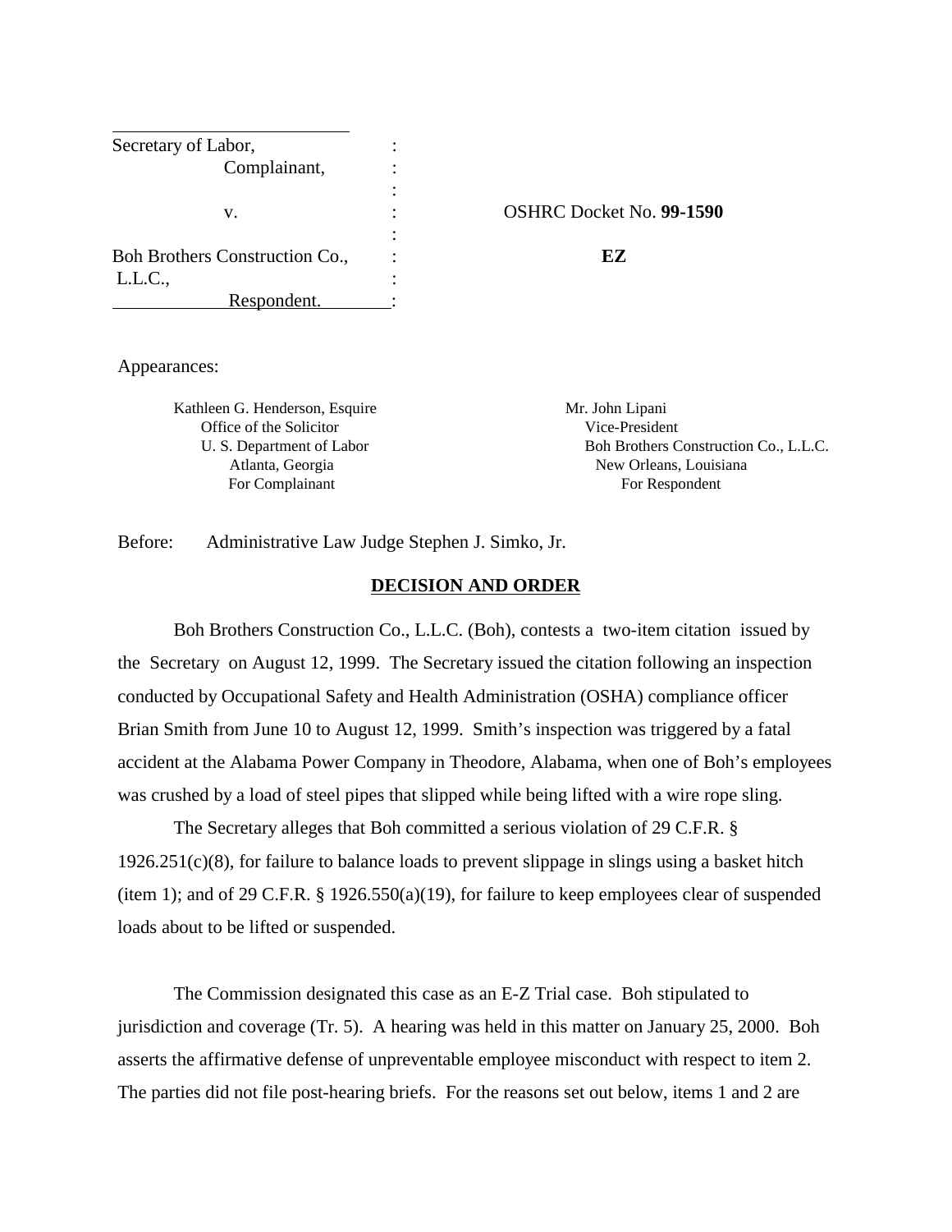| | | |
|---|---|---|
| Secretary of Labor,<br>Complainant, | : | |
| v. | : | OSHRC Docket No. **99-1590** |
| Boh Brothers Construction Co., L.L.C.,<br>Respondent. | : | **EZ** |

Appearances:

Kathleen G. Henderson, Esquire
Office of the Solicitor
U. S. Department of Labor
Atlanta, Georgia
For Complainant

Mr. John Lipani
Vice-President
Boh Brothers Construction Co., L.L.C.
New Orleans, Louisiana
For Respondent

Before: Administrative Law Judge Stephen J. Simko, Jr.

## DECISION AND ORDER

Boh Brothers Construction Co., L.L.C. (Boh), contests a two-item citation issued by the Secretary on August 12, 1999. The Secretary issued the citation following an inspection conducted by Occupational Safety and Health Administration (OSHA) compliance officer Brian Smith from June 10 to August 12, 1999. Smith's inspection was triggered by a fatal accident at the Alabama Power Company in Theodore, Alabama, when one of Boh's employees was crushed by a load of steel pipes that slipped while being lifted with a wire rope sling.

The Secretary alleges that Boh committed a serious violation of 29 C.F.R. § 1926.251(c)(8), for failure to balance loads to prevent slippage in slings using a basket hitch (item 1); and of 29 C.F.R. § 1926.550(a)(19), for failure to keep employees clear of suspended loads about to be lifted or suspended.

The Commission designated this case as an E-Z Trial case. Boh stipulated to jurisdiction and coverage (Tr. 5). A hearing was held in this matter on January 25, 2000. Boh asserts the affirmative defense of unpreventable employee misconduct with respect to item 2. The parties did not file post-hearing briefs. For the reasons set out below, items 1 and 2 are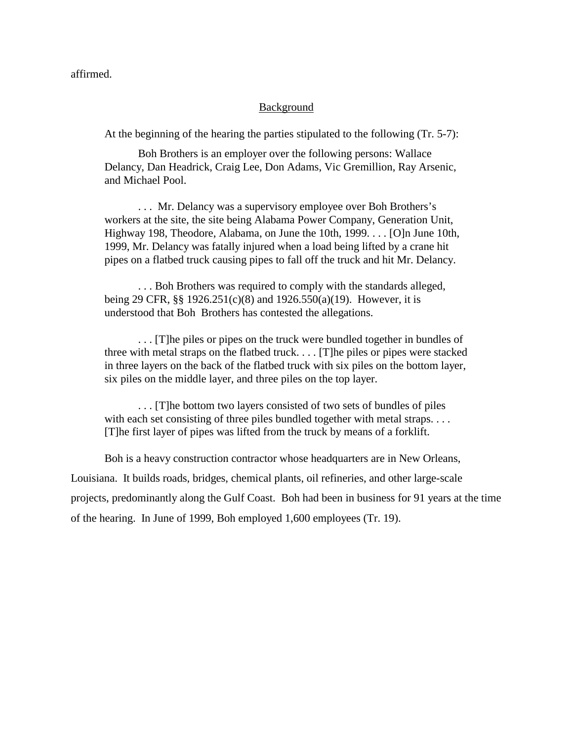affirmed.

## Background

At the beginning of the hearing the parties stipulated to the following (Tr. 5-7):

> Boh Brothers is an employer over the following persons: Wallace Delancy, Dan Headrick, Craig Lee, Don Adams, Vic Gremillion, Ray Arsenic, and Michael Pool.
>
> . . . Mr. Delancy was a supervisory employee over Boh Brothers's workers at the site, the site being Alabama Power Company, Generation Unit, Highway 198, Theodore, Alabama, on June the 10th, 1999. . . . [O]n June 10th, 1999, Mr. Delancy was fatally injured when a load being lifted by a crane hit pipes on a flatbed truck causing pipes to fall off the truck and hit Mr. Delancy.
>
> . . . Boh Brothers was required to comply with the standards alleged, being 29 CFR, §§ 1926.251(c)(8) and 1926.550(a)(19). However, it is understood that Boh Brothers has contested the allegations.
>
> . . . [T]he piles or pipes on the truck were bundled together in bundles of three with metal straps on the flatbed truck. . . . [T]he piles or pipes were stacked in three layers on the back of the flatbed truck with six piles on the bottom layer, six piles on the middle layer, and three piles on the top layer.
>
> . . . [T]he bottom two layers consisted of two sets of bundles of piles with each set consisting of three piles bundled together with metal straps. . . . [T]he first layer of pipes was lifted from the truck by means of a forklift.

Boh is a heavy construction contractor whose headquarters are in New Orleans, Louisiana. It builds roads, bridges, chemical plants, oil refineries, and other large-scale projects, predominantly along the Gulf Coast. Boh had been in business for 91 years at the time of the hearing. In June of 1999, Boh employed 1,600 employees (Tr. 19).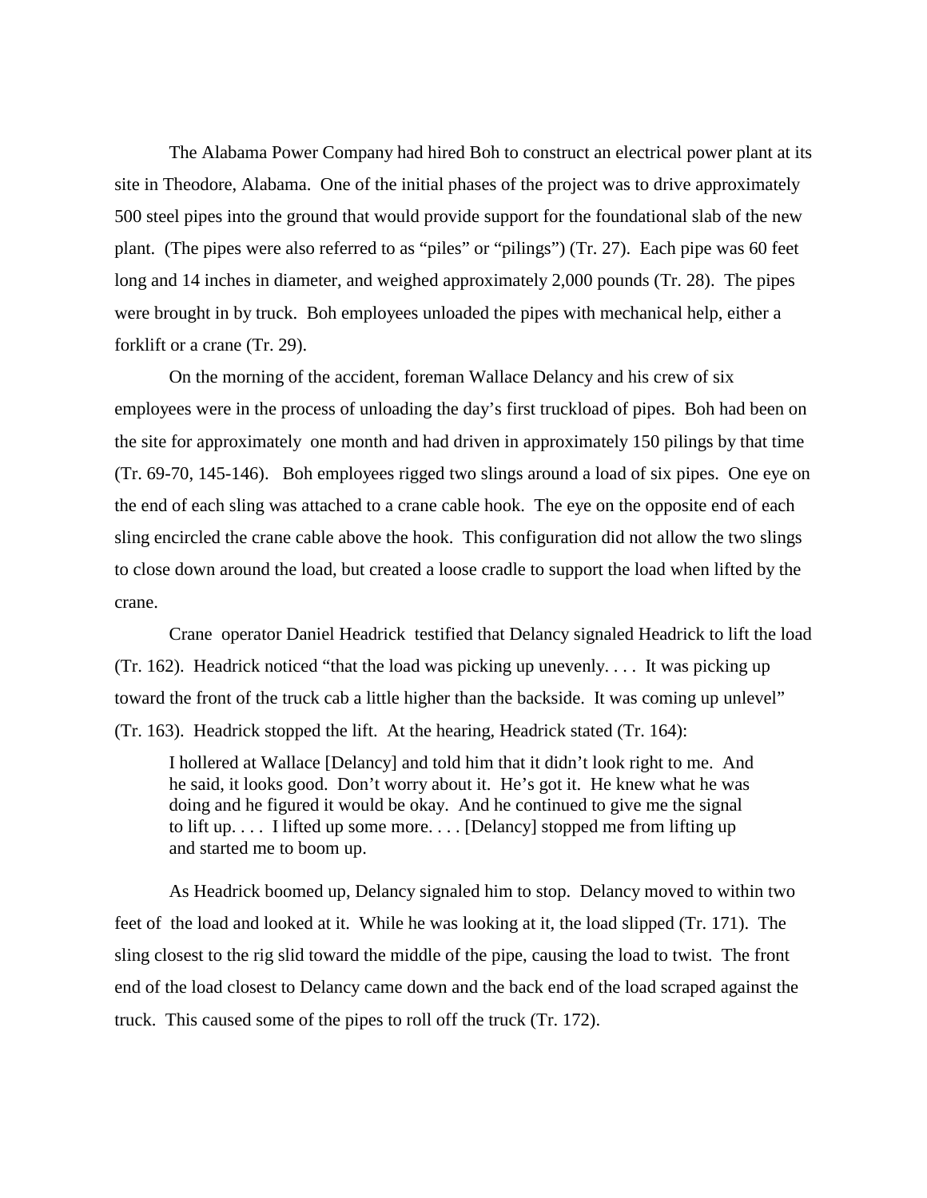The Alabama Power Company had hired Boh to construct an electrical power plant at its site in Theodore, Alabama. One of the initial phases of the project was to drive approximately 500 steel pipes into the ground that would provide support for the foundational slab of the new plant. (The pipes were also referred to as "piles" or "pilings") (Tr. 27). Each pipe was 60 feet long and 14 inches in diameter, and weighed approximately 2,000 pounds (Tr. 28). The pipes were brought in by truck. Boh employees unloaded the pipes with mechanical help, either a forklift or a crane (Tr. 29).

On the morning of the accident, foreman Wallace Delancy and his crew of six employees were in the process of unloading the day's first truckload of pipes. Boh had been on the site for approximately one month and had driven in approximately 150 pilings by that time (Tr. 69-70, 145-146). Boh employees rigged two slings around a load of six pipes. One eye on the end of each sling was attached to a crane cable hook. The eye on the opposite end of each sling encircled the crane cable above the hook. This configuration did not allow the two slings to close down around the load, but created a loose cradle to support the load when lifted by the crane.

Crane operator Daniel Headrick testified that Delancy signaled Headrick to lift the load (Tr. 162). Headrick noticed "that the load was picking up unevenly. . . . It was picking up toward the front of the truck cab a little higher than the backside. It was coming up unlevel" (Tr. 163). Headrick stopped the lift. At the hearing, Headrick stated (Tr. 164):

> I hollered at Wallace [Delancy] and told him that it didn't look right to me. And he said, it looks good. Don't worry about it. He's got it. He knew what he was doing and he figured it would be okay. And he continued to give me the signal to lift up. . . . I lifted up some more. . . . [Delancy] stopped me from lifting up and started me to boom up.

As Headrick boomed up, Delancy signaled him to stop. Delancy moved to within two feet of the load and looked at it. While he was looking at it, the load slipped (Tr. 171). The sling closest to the rig slid toward the middle of the pipe, causing the load to twist. The front end of the load closest to Delancy came down and the back end of the load scraped against the truck. This caused some of the pipes to roll off the truck (Tr. 172).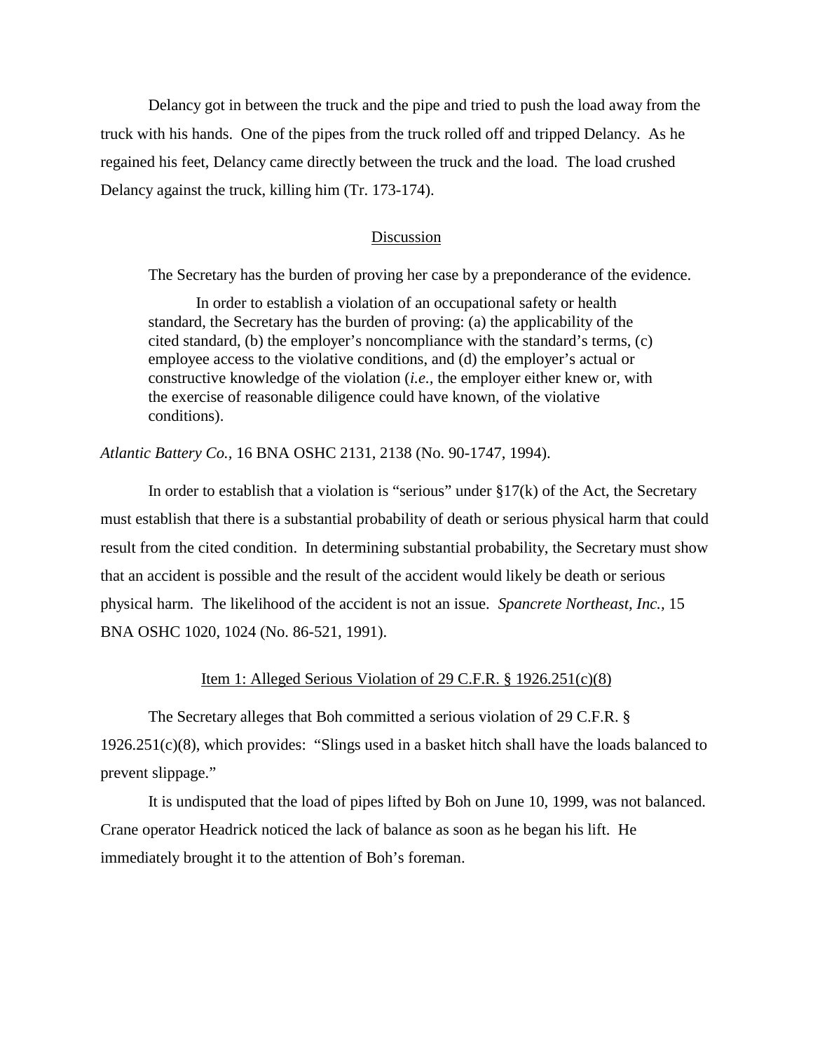Delancy got in between the truck and the pipe and tried to push the load away from the truck with his hands. One of the pipes from the truck rolled off and tripped Delancy. As he regained his feet, Delancy came directly between the truck and the load. The load crushed Delancy against the truck, killing him (Tr. 173-174).

## Discussion

The Secretary has the burden of proving her case by a preponderance of the evidence.

> In order to establish a violation of an occupational safety or health standard, the Secretary has the burden of proving: (a) the applicability of the cited standard, (b) the employer's noncompliance with the standard's terms, (c) employee access to the violative conditions, and (d) the employer's actual or constructive knowledge of the violation (*i.e.,* the employer either knew or, with the exercise of reasonable diligence could have known, of the violative conditions).

*Atlantic Battery Co.,* 16 BNA OSHC 2131, 2138 (No. 90-1747, 1994).

In order to establish that a violation is "serious" under §17(k) of the Act, the Secretary must establish that there is a substantial probability of death or serious physical harm that could result from the cited condition. In determining substantial probability, the Secretary must show that an accident is possible and the result of the accident would likely be death or serious physical harm. The likelihood of the accident is not an issue. *Spancrete Northeast, Inc.,* 15 BNA OSHC 1020, 1024 (No. 86-521, 1991).

### Item 1: Alleged Serious Violation of 29 C.F.R. § 1926.251(c)(8)

The Secretary alleges that Boh committed a serious violation of 29 C.F.R. § 1926.251(c)(8), which provides: "Slings used in a basket hitch shall have the loads balanced to prevent slippage."

It is undisputed that the load of pipes lifted by Boh on June 10, 1999, was not balanced. Crane operator Headrick noticed the lack of balance as soon as he began his lift. He immediately brought it to the attention of Boh's foreman.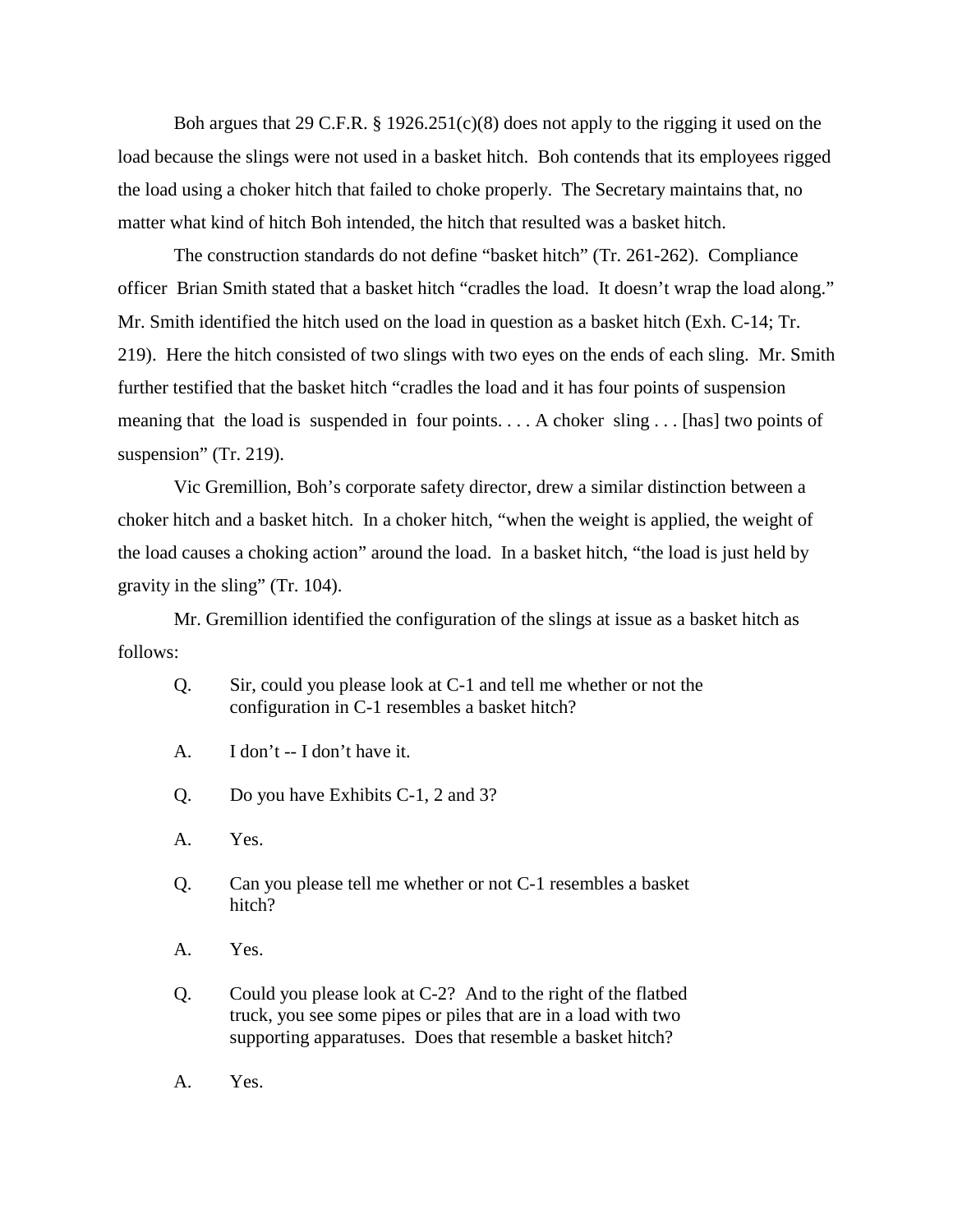Boh argues that 29 C.F.R. § 1926.251(c)(8) does not apply to the rigging it used on the load because the slings were not used in a basket hitch. Boh contends that its employees rigged the load using a choker hitch that failed to choke properly. The Secretary maintains that, no matter what kind of hitch Boh intended, the hitch that resulted was a basket hitch.

The construction standards do not define "basket hitch" (Tr. 261-262). Compliance officer Brian Smith stated that a basket hitch "cradles the load. It doesn't wrap the load along." Mr. Smith identified the hitch used on the load in question as a basket hitch (Exh. C-14; Tr. 219). Here the hitch consisted of two slings with two eyes on the ends of each sling. Mr. Smith further testified that the basket hitch "cradles the load and it has four points of suspension meaning that the load is suspended in four points. . . . A choker sling . . . [has] two points of suspension" (Tr. 219).

Vic Gremillion, Boh's corporate safety director, drew a similar distinction between a choker hitch and a basket hitch. In a choker hitch, "when the weight is applied, the weight of the load causes a choking action" around the load. In a basket hitch, "the load is just held by gravity in the sling" (Tr. 104).

Mr. Gremillion identified the configuration of the slings at issue as a basket hitch as follows:

> Q. Sir, could you please look at C-1 and tell me whether or not the configuration in C-1 resembles a basket hitch?
>
> A. I don't -- I don't have it.
>
> Q. Do you have Exhibits C-1, 2 and 3?
>
> A. Yes.
>
> Q. Can you please tell me whether or not C-1 resembles a basket hitch?
>
> A. Yes.
>
> Q. Could you please look at C-2? And to the right of the flatbed truck, you see some pipes or piles that are in a load with two supporting apparatuses. Does that resemble a basket hitch?
>
> A. Yes.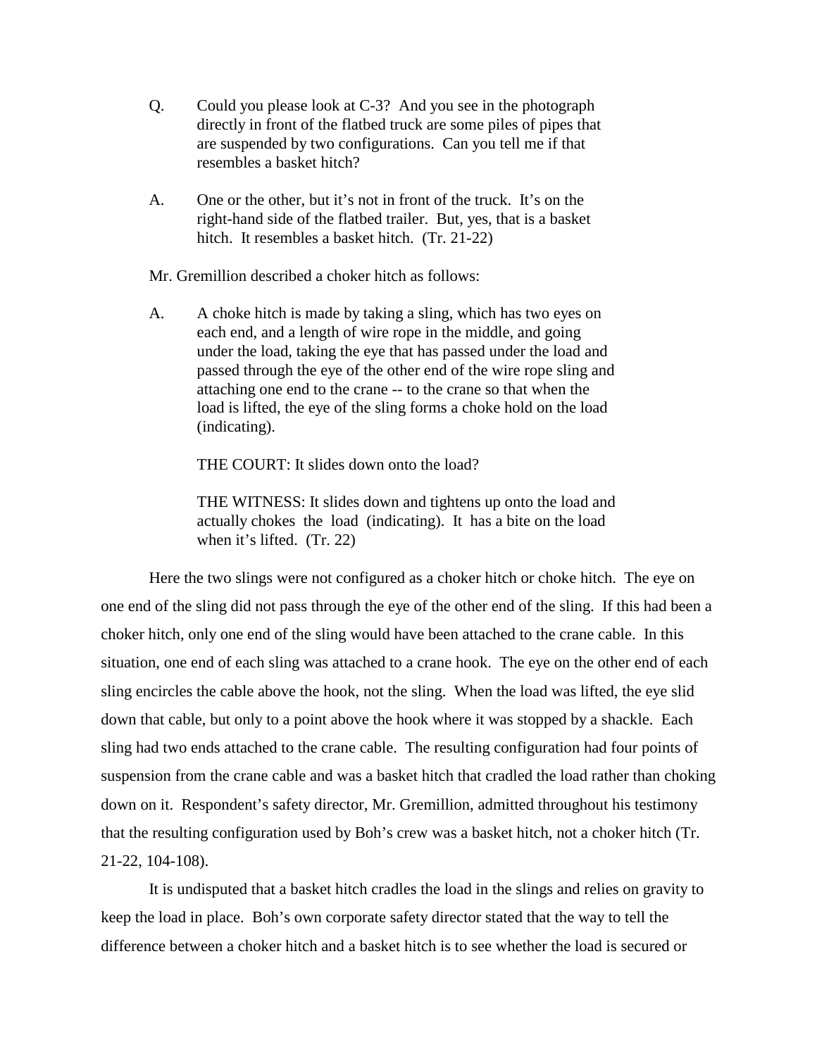Q. Could you please look at C-3? And you see in the photograph directly in front of the flatbed truck are some piles of pipes that are suspended by two configurations. Can you tell me if that resembles a basket hitch?

A. One or the other, but it's not in front of the truck. It's on the right-hand side of the flatbed trailer. But, yes, that is a basket hitch. It resembles a basket hitch. (Tr. 21-22)

Mr. Gremillion described a choker hitch as follows:

A. A choke hitch is made by taking a sling, which has two eyes on each end, and a length of wire rope in the middle, and going under the load, taking the eye that has passed under the load and passed through the eye of the other end of the wire rope sling and attaching one end to the crane -- to the crane so that when the load is lifted, the eye of the sling forms a choke hold on the load (indicating).

THE COURT: It slides down onto the load?

THE WITNESS: It slides down and tightens up onto the load and actually chokes the load (indicating). It has a bite on the load when it's lifted. (Tr. 22)

Here the two slings were not configured as a choker hitch or choke hitch. The eye on one end of the sling did not pass through the eye of the other end of the sling. If this had been a choker hitch, only one end of the sling would have been attached to the crane cable. In this situation, one end of each sling was attached to a crane hook. The eye on the other end of each sling encircles the cable above the hook, not the sling. When the load was lifted, the eye slid down that cable, but only to a point above the hook where it was stopped by a shackle. Each sling had two ends attached to the crane cable. The resulting configuration had four points of suspension from the crane cable and was a basket hitch that cradled the load rather than choking down on it. Respondent's safety director, Mr. Gremillion, admitted throughout his testimony that the resulting configuration used by Boh's crew was a basket hitch, not a choker hitch (Tr. 21-22, 104-108).

It is undisputed that a basket hitch cradles the load in the slings and relies on gravity to keep the load in place. Boh's own corporate safety director stated that the way to tell the difference between a choker hitch and a basket hitch is to see whether the load is secured or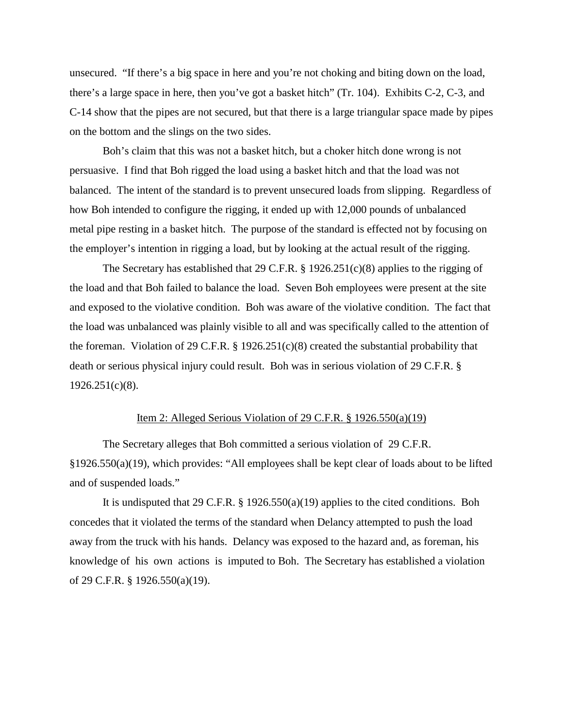unsecured. "If there's a big space in here and you're not choking and biting down on the load, there's a large space in here, then you've got a basket hitch" (Tr. 104). Exhibits C-2, C-3, and C-14 show that the pipes are not secured, but that there is a large triangular space made by pipes on the bottom and the slings on the two sides.

Boh's claim that this was not a basket hitch, but a choker hitch done wrong is not persuasive. I find that Boh rigged the load using a basket hitch and that the load was not balanced. The intent of the standard is to prevent unsecured loads from slipping. Regardless of how Boh intended to configure the rigging, it ended up with 12,000 pounds of unbalanced metal pipe resting in a basket hitch. The purpose of the standard is effected not by focusing on the employer's intention in rigging a load, but by looking at the actual result of the rigging.

The Secretary has established that 29 C.F.R. § 1926.251(c)(8) applies to the rigging of the load and that Boh failed to balance the load. Seven Boh employees were present at the site and exposed to the violative condition. Boh was aware of the violative condition. The fact that the load was unbalanced was plainly visible to all and was specifically called to the attention of the foreman. Violation of 29 C.F.R. § 1926.251(c)(8) created the substantial probability that death or serious physical injury could result. Boh was in serious violation of 29 C.F.R. § 1926.251(c)(8).

<u>Item 2: Alleged Serious Violation of 29 C.F.R. § 1926.550(a)(19)</u>

The Secretary alleges that Boh committed a serious violation of 29 C.F.R. §1926.550(a)(19), which provides: "All employees shall be kept clear of loads about to be lifted and of suspended loads."

It is undisputed that 29 C.F.R. § 1926.550(a)(19) applies to the cited conditions. Boh concedes that it violated the terms of the standard when Delancy attempted to push the load away from the truck with his hands. Delancy was exposed to the hazard and, as foreman, his knowledge of his own actions is imputed to Boh. The Secretary has established a violation of 29 C.F.R. § 1926.550(a)(19).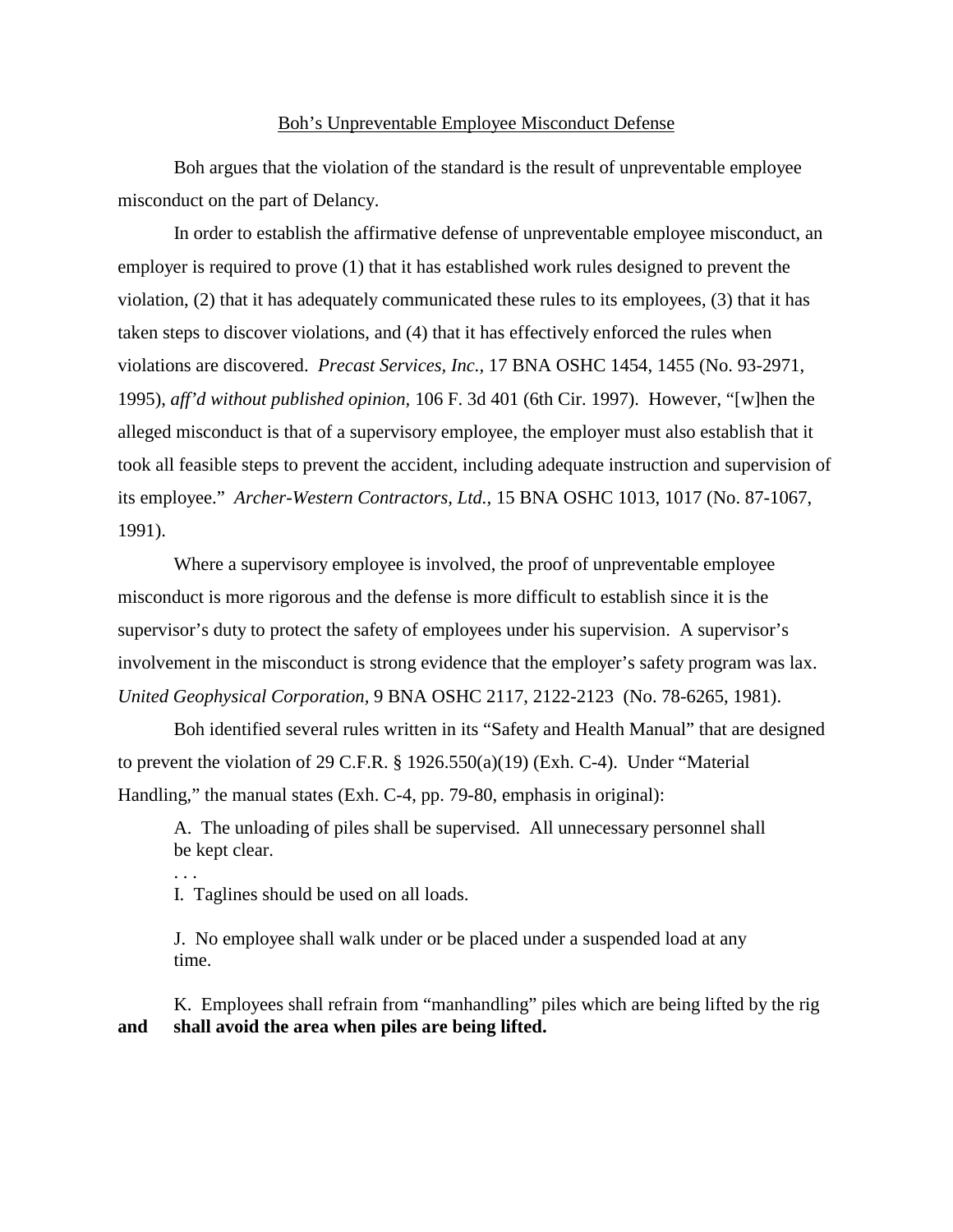Boh's Unpreventable Employee Misconduct Defense

Boh argues that the violation of the standard is the result of unpreventable employee misconduct on the part of Delancy.

In order to establish the affirmative defense of unpreventable employee misconduct, an employer is required to prove (1) that it has established work rules designed to prevent the violation, (2) that it has adequately communicated these rules to its employees, (3) that it has taken steps to discover violations, and (4) that it has effectively enforced the rules when violations are discovered. *Precast Services, Inc.,* 17 BNA OSHC 1454, 1455 (No. 93-2971, 1995), *aff'd without published opinion,* 106 F. 3d 401 (6th Cir. 1997). However, "[w]hen the alleged misconduct is that of a supervisory employee, the employer must also establish that it took all feasible steps to prevent the accident, including adequate instruction and supervision of its employee." *Archer-Western Contractors, Ltd.,* 15 BNA OSHC 1013, 1017 (No. 87-1067, 1991).

Where a supervisory employee is involved, the proof of unpreventable employee misconduct is more rigorous and the defense is more difficult to establish since it is the supervisor's duty to protect the safety of employees under his supervision. A supervisor's involvement in the misconduct is strong evidence that the employer's safety program was lax. *United Geophysical Corporation,* 9 BNA OSHC 2117, 2122-2123 (No. 78-6265, 1981).

Boh identified several rules written in its "Safety and Health Manual" that are designed to prevent the violation of 29 C.F.R. § 1926.550(a)(19) (Exh. C-4). Under "Material Handling," the manual states (Exh. C-4, pp. 79-80, emphasis in original):

> A. The unloading of piles shall be supervised. All unnecessary personnel shall be kept clear.
>
> . . .
>
> I. Taglines should be used on all loads.
>
> J. No employee shall walk under or be placed under a suspended load at any time.
>
> K. Employees shall refrain from "manhandling" piles which are being lifted by the rig **and shall avoid the area when piles are being lifted.**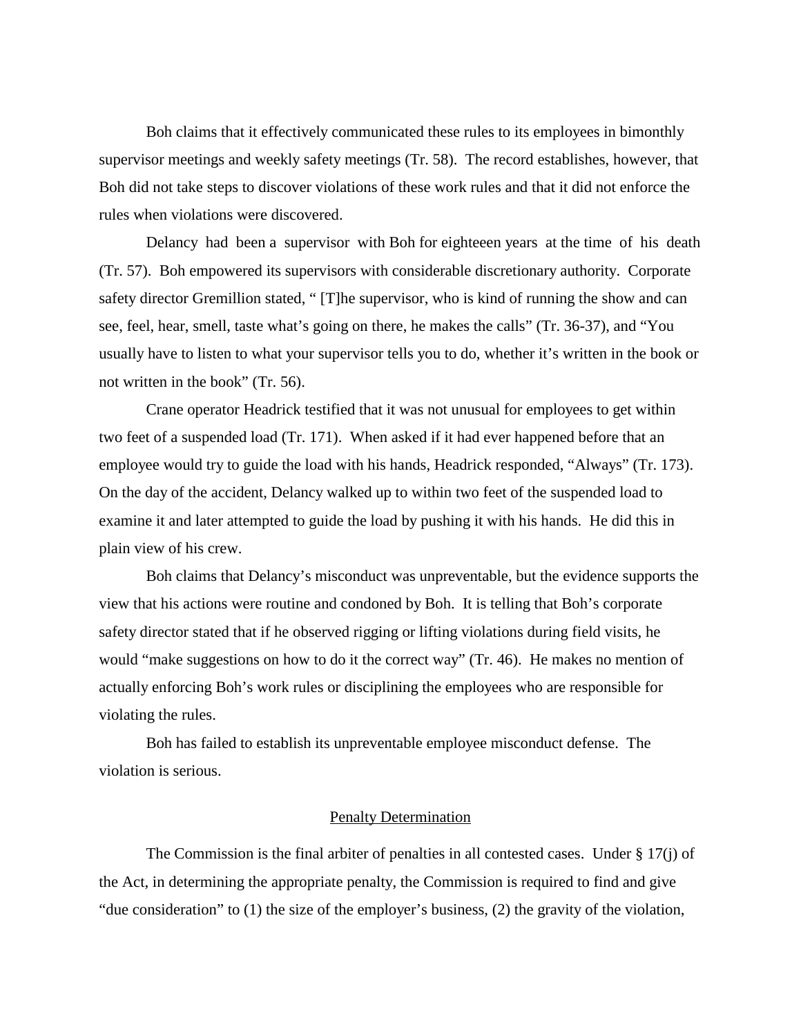Boh claims that it effectively communicated these rules to its employees in bimonthly supervisor meetings and weekly safety meetings (Tr. 58). The record establishes, however, that Boh did not take steps to discover violations of these work rules and that it did not enforce the rules when violations were discovered.

Delancy had been a supervisor with Boh for eighteeen years at the time of his death (Tr. 57). Boh empowered its supervisors with considerable discretionary authority. Corporate safety director Gremillion stated, " [T]he supervisor, who is kind of running the show and can see, feel, hear, smell, taste what's going on there, he makes the calls" (Tr. 36-37), and "You usually have to listen to what your supervisor tells you to do, whether it's written in the book or not written in the book" (Tr. 56).

Crane operator Headrick testified that it was not unusual for employees to get within two feet of a suspended load (Tr. 171). When asked if it had ever happened before that an employee would try to guide the load with his hands, Headrick responded, "Always" (Tr. 173). On the day of the accident, Delancy walked up to within two feet of the suspended load to examine it and later attempted to guide the load by pushing it with his hands. He did this in plain view of his crew.

Boh claims that Delancy's misconduct was unpreventable, but the evidence supports the view that his actions were routine and condoned by Boh. It is telling that Boh's corporate safety director stated that if he observed rigging or lifting violations during field visits, he would "make suggestions on how to do it the correct way" (Tr. 46). He makes no mention of actually enforcing Boh's work rules or disciplining the employees who are responsible for violating the rules.

Boh has failed to establish its unpreventable employee misconduct defense. The violation is serious.

## Penalty Determination

The Commission is the final arbiter of penalties in all contested cases. Under § 17(j) of the Act, in determining the appropriate penalty, the Commission is required to find and give "due consideration" to (1) the size of the employer's business, (2) the gravity of the violation,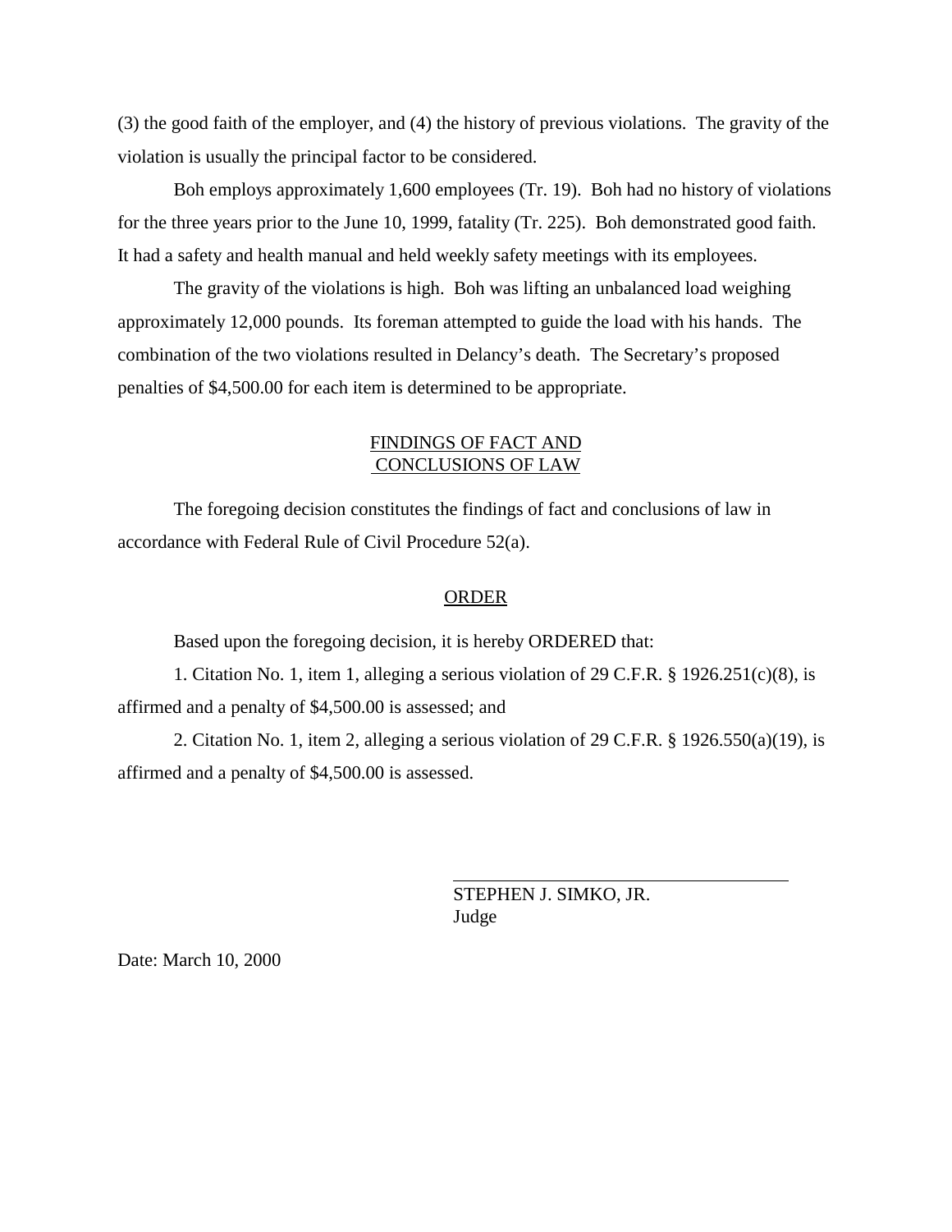(3) the good faith of the employer, and (4) the history of previous violations. The gravity of the violation is usually the principal factor to be considered.

Boh employs approximately 1,600 employees (Tr. 19). Boh had no history of violations for the three years prior to the June 10, 1999, fatality (Tr. 225). Boh demonstrated good faith. It had a safety and health manual and held weekly safety meetings with its employees.

The gravity of the violations is high. Boh was lifting an unbalanced load weighing approximately 12,000 pounds. Its foreman attempted to guide the load with his hands. The combination of the two violations resulted in Delancy's death. The Secretary's proposed penalties of $4,500.00 for each item is determined to be appropriate.

## FINDINGS OF FACT AND CONCLUSIONS OF LAW

The foregoing decision constitutes the findings of fact and conclusions of law in accordance with Federal Rule of Civil Procedure 52(a).

## ORDER

Based upon the foregoing decision, it is hereby ORDERED that:

1. Citation No. 1, item 1, alleging a serious violation of 29 C.F.R. § 1926.251(c)(8), is affirmed and a penalty of $4,500.00 is assessed; and

2. Citation No. 1, item 2, alleging a serious violation of 29 C.F.R. § 1926.550(a)(19), is affirmed and a penalty of $4,500.00 is assessed.

STEPHEN J. SIMKO, JR.
Judge

Date: March 10, 2000